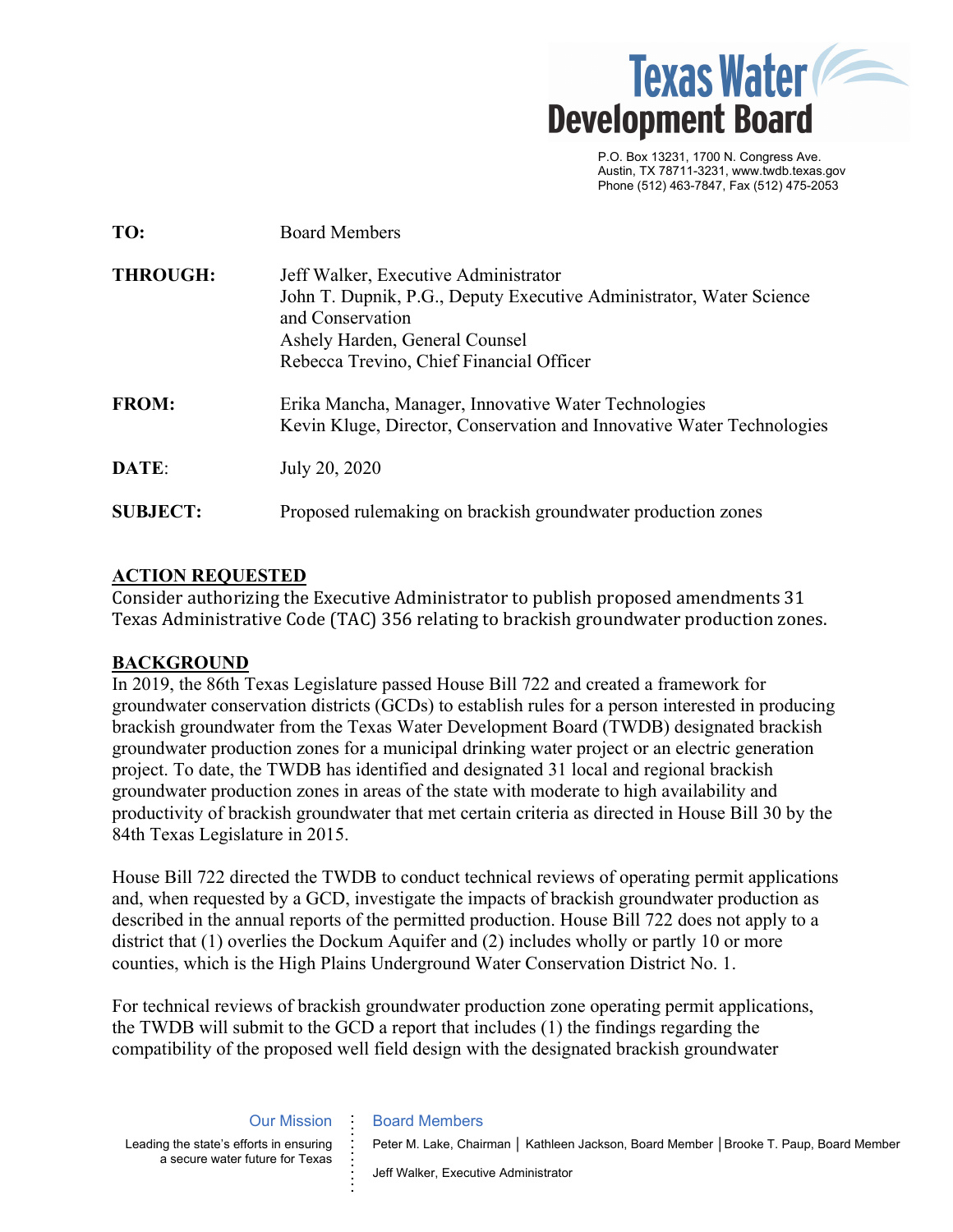Texas Water Development Board

P.O. Box 13231, 1700 N. Congress Ave.
Austin, TX 78711-3231, www.twdb.texas.gov
Phone (512) 463-7847, Fax (512) 475-2053

**TO:** Board Members

**THROUGH:** Jeff Walker, Executive Administrator
John T. Dupnik, P.G., Deputy Executive Administrator, Water Science and Conservation
Ashely Harden, General Counsel
Rebecca Trevino, Chief Financial Officer

**FROM:** Erika Mancha, Manager, Innovative Water Technologies
Kevin Kluge, Director, Conservation and Innovative Water Technologies

**DATE:** July 20, 2020

**SUBJECT:** Proposed rulemaking on brackish groundwater production zones

## ACTION REQUESTED

Consider authorizing the Executive Administrator to publish proposed amendments 31 Texas Administrative Code (TAC) 356 relating to brackish groundwater production zones.

## BACKGROUND

In 2019, the 86th Texas Legislature passed House Bill 722 and created a framework for groundwater conservation districts (GCDs) to establish rules for a person interested in producing brackish groundwater from the Texas Water Development Board (TWDB) designated brackish groundwater production zones for a municipal drinking water project or an electric generation project. To date, the TWDB has identified and designated 31 local and regional brackish groundwater production zones in areas of the state with moderate to high availability and productivity of brackish groundwater that met certain criteria as directed in House Bill 30 by the 84th Texas Legislature in 2015.

House Bill 722 directed the TWDB to conduct technical reviews of operating permit applications and, when requested by a GCD, investigate the impacts of brackish groundwater production as described in the annual reports of the permitted production. House Bill 722 does not apply to a district that (1) overlies the Dockum Aquifer and (2) includes wholly or partly 10 or more counties, which is the High Plains Underground Water Conservation District No. 1.

For technical reviews of brackish groundwater production zone operating permit applications, the TWDB will submit to the GCD a report that includes (1) the findings regarding the compatibility of the proposed well field design with the designated brackish groundwater

Our Mission

Leading the state's efforts in ensuring a secure water future for Texas

Board Members

Peter M. Lake, Chairman | Kathleen Jackson, Board Member | Brooke T. Paup, Board Member

Jeff Walker, Executive Administrator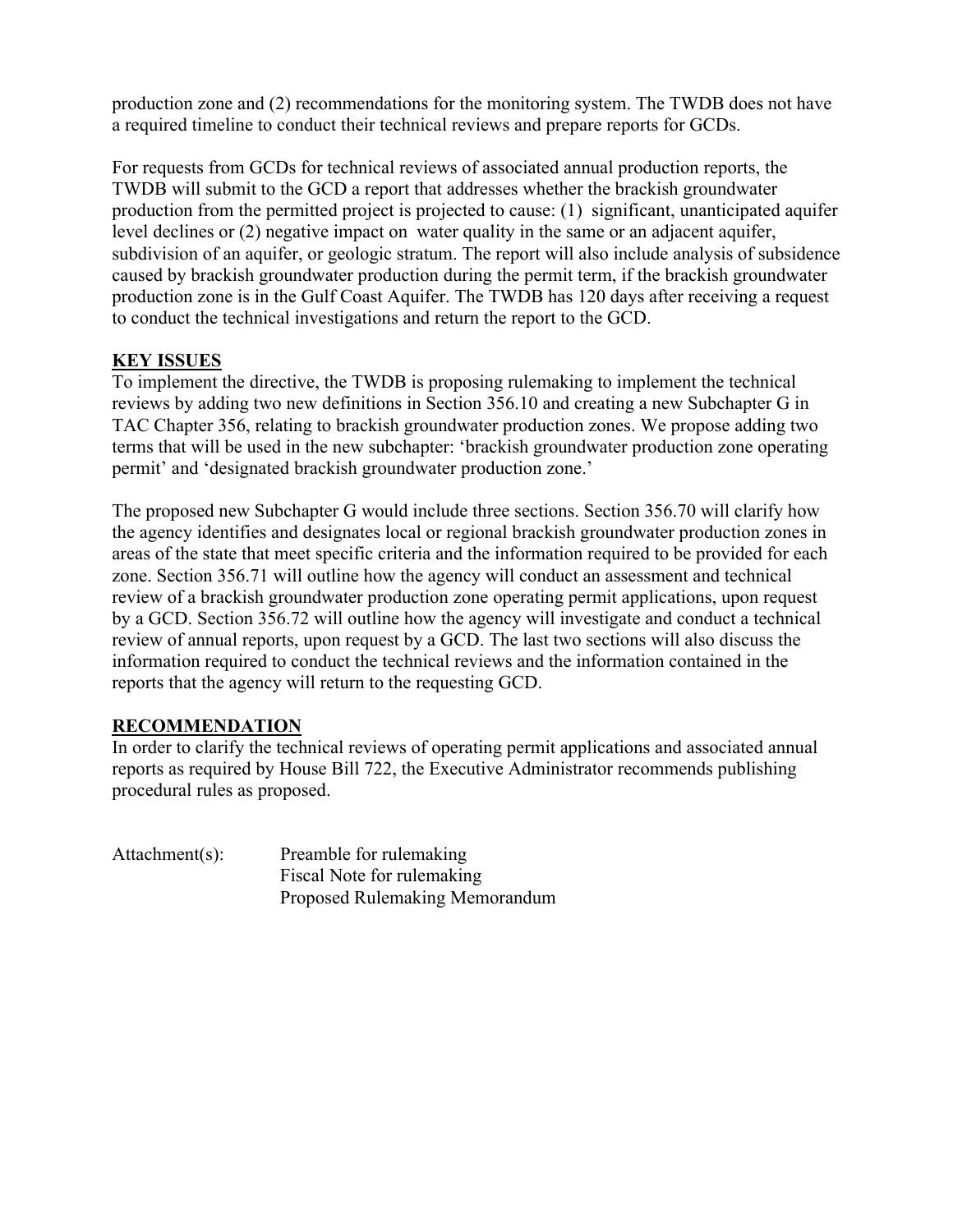production zone and (2) recommendations for the monitoring system. The TWDB does not have a required timeline to conduct their technical reviews and prepare reports for GCDs.

For requests from GCDs for technical reviews of associated annual production reports, the TWDB will submit to the GCD a report that addresses whether the brackish groundwater production from the permitted project is projected to cause: (1) significant, unanticipated aquifer level declines or (2) negative impact on water quality in the same or an adjacent aquifer, subdivision of an aquifer, or geologic stratum. The report will also include analysis of subsidence caused by brackish groundwater production during the permit term, if the brackish groundwater production zone is in the Gulf Coast Aquifer. The TWDB has 120 days after receiving a request to conduct the technical investigations and return the report to the GCD.

## KEY ISSUES

To implement the directive, the TWDB is proposing rulemaking to implement the technical reviews by adding two new definitions in Section 356.10 and creating a new Subchapter G in TAC Chapter 356, relating to brackish groundwater production zones. We propose adding two terms that will be used in the new subchapter: 'brackish groundwater production zone operating permit' and 'designated brackish groundwater production zone.'

The proposed new Subchapter G would include three sections. Section 356.70 will clarify how the agency identifies and designates local or regional brackish groundwater production zones in areas of the state that meet specific criteria and the information required to be provided for each zone. Section 356.71 will outline how the agency will conduct an assessment and technical review of a brackish groundwater production zone operating permit applications, upon request by a GCD. Section 356.72 will outline how the agency will investigate and conduct a technical review of annual reports, upon request by a GCD. The last two sections will also discuss the information required to conduct the technical reviews and the information contained in the reports that the agency will return to the requesting GCD.

## RECOMMENDATION

In order to clarify the technical reviews of operating permit applications and associated annual reports as required by House Bill 722, the Executive Administrator recommends publishing procedural rules as proposed.

Attachment(s): Preamble for rulemaking
Fiscal Note for rulemaking
Proposed Rulemaking Memorandum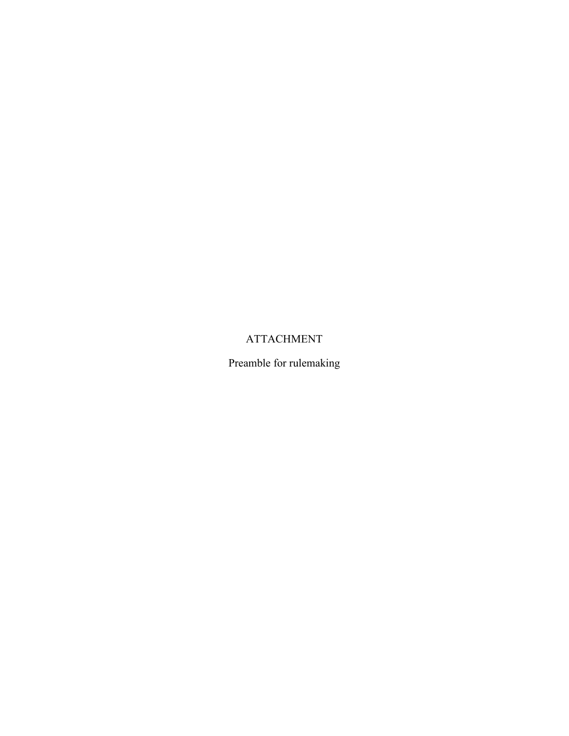ATTACHMENT

Preamble for rulemaking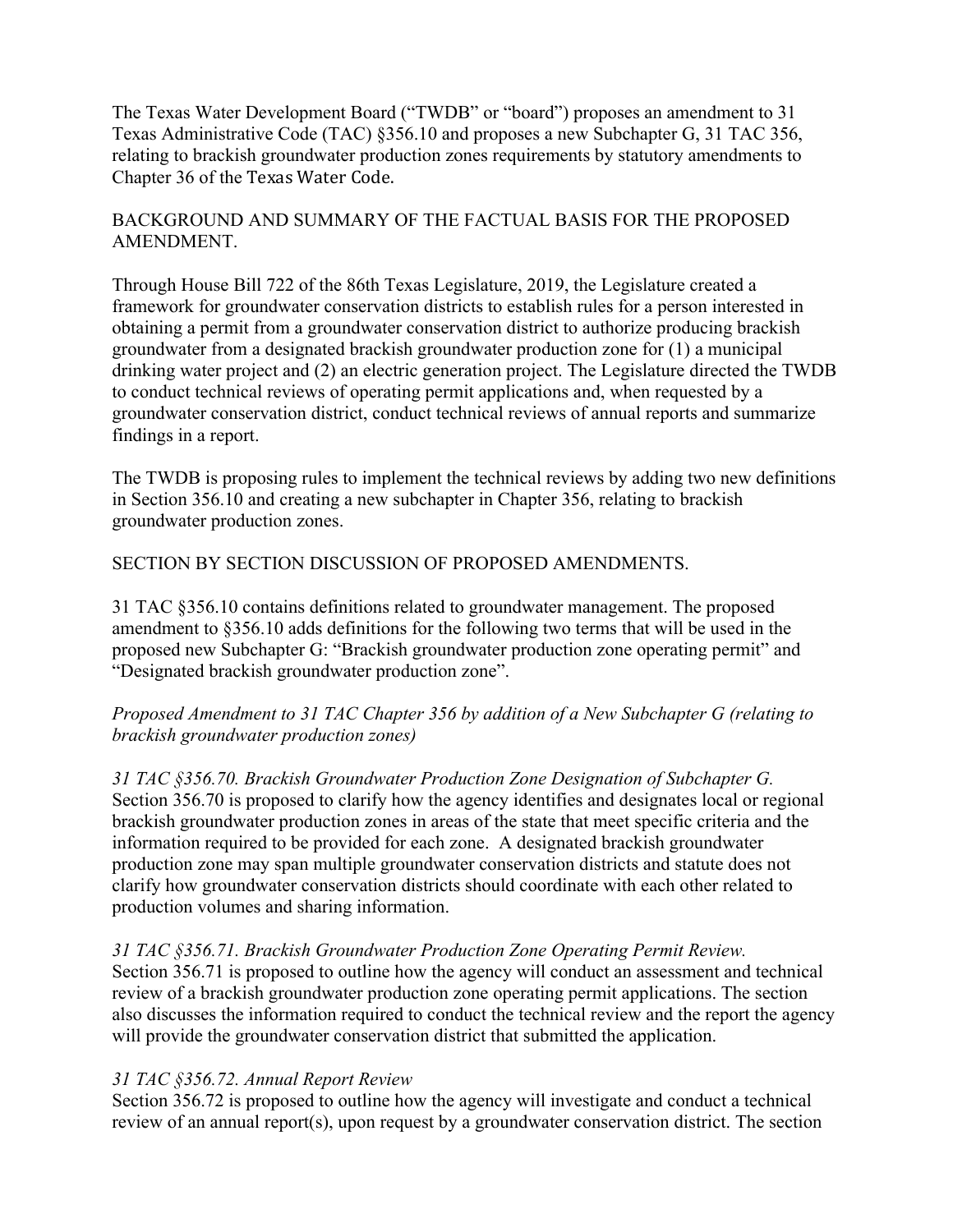The Texas Water Development Board ("TWDB" or "board") proposes an amendment to 31 Texas Administrative Code (TAC) §356.10 and proposes a new Subchapter G, 31 TAC 356, relating to brackish groundwater production zones requirements by statutory amendments to Chapter 36 of the Texas Water Code.

BACKGROUND AND SUMMARY OF THE FACTUAL BASIS FOR THE PROPOSED AMENDMENT.

Through House Bill 722 of the 86th Texas Legislature, 2019, the Legislature created a framework for groundwater conservation districts to establish rules for a person interested in obtaining a permit from a groundwater conservation district to authorize producing brackish groundwater from a designated brackish groundwater production zone for (1) a municipal drinking water project and (2) an electric generation project. The Legislature directed the TWDB to conduct technical reviews of operating permit applications and, when requested by a groundwater conservation district, conduct technical reviews of annual reports and summarize findings in a report.

The TWDB is proposing rules to implement the technical reviews by adding two new definitions in Section 356.10 and creating a new subchapter in Chapter 356, relating to brackish groundwater production zones.

SECTION BY SECTION DISCUSSION OF PROPOSED AMENDMENTS.

31 TAC §356.10 contains definitions related to groundwater management. The proposed amendment to §356.10 adds definitions for the following two terms that will be used in the proposed new Subchapter G: "Brackish groundwater production zone operating permit" and "Designated brackish groundwater production zone".

*Proposed Amendment to 31 TAC Chapter 356 by addition of a New Subchapter G (relating to brackish groundwater production zones)*

*31 TAC §356.70. Brackish Groundwater Production Zone Designation of Subchapter G.*
Section 356.70 is proposed to clarify how the agency identifies and designates local or regional brackish groundwater production zones in areas of the state that meet specific criteria and the information required to be provided for each zone. A designated brackish groundwater production zone may span multiple groundwater conservation districts and statute does not clarify how groundwater conservation districts should coordinate with each other related to production volumes and sharing information.

*31 TAC §356.71. Brackish Groundwater Production Zone Operating Permit Review.*
Section 356.71 is proposed to outline how the agency will conduct an assessment and technical review of a brackish groundwater production zone operating permit applications. The section also discusses the information required to conduct the technical review and the report the agency will provide the groundwater conservation district that submitted the application.

*31 TAC §356.72. Annual Report Review*
Section 356.72 is proposed to outline how the agency will investigate and conduct a technical review of an annual report(s), upon request by a groundwater conservation district. The section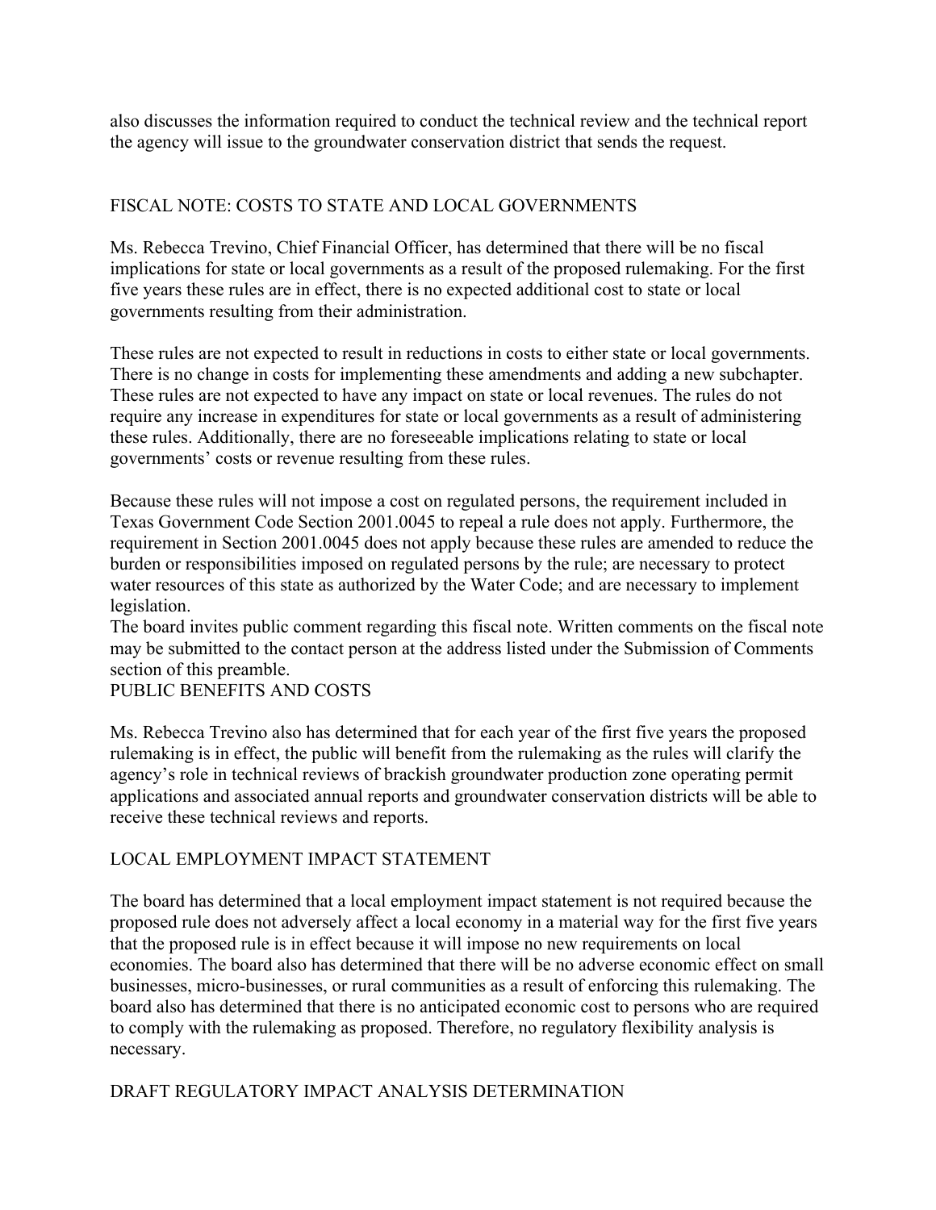also discusses the information required to conduct the technical review and the technical report the agency will issue to the groundwater conservation district that sends the request.

## FISCAL NOTE: COSTS TO STATE AND LOCAL GOVERNMENTS

Ms. Rebecca Trevino, Chief Financial Officer, has determined that there will be no fiscal implications for state or local governments as a result of the proposed rulemaking. For the first five years these rules are in effect, there is no expected additional cost to state or local governments resulting from their administration.

These rules are not expected to result in reductions in costs to either state or local governments. There is no change in costs for implementing these amendments and adding a new subchapter. These rules are not expected to have any impact on state or local revenues. The rules do not require any increase in expenditures for state or local governments as a result of administering these rules. Additionally, there are no foreseeable implications relating to state or local governments' costs or revenue resulting from these rules.

Because these rules will not impose a cost on regulated persons, the requirement included in Texas Government Code Section 2001.0045 to repeal a rule does not apply. Furthermore, the requirement in Section 2001.0045 does not apply because these rules are amended to reduce the burden or responsibilities imposed on regulated persons by the rule; are necessary to protect water resources of this state as authorized by the Water Code; and are necessary to implement legislation.

The board invites public comment regarding this fiscal note. Written comments on the fiscal note may be submitted to the contact person at the address listed under the Submission of Comments section of this preamble.

## PUBLIC BENEFITS AND COSTS

Ms. Rebecca Trevino also has determined that for each year of the first five years the proposed rulemaking is in effect, the public will benefit from the rulemaking as the rules will clarify the agency's role in technical reviews of brackish groundwater production zone operating permit applications and associated annual reports and groundwater conservation districts will be able to receive these technical reviews and reports.

## LOCAL EMPLOYMENT IMPACT STATEMENT

The board has determined that a local employment impact statement is not required because the proposed rule does not adversely affect a local economy in a material way for the first five years that the proposed rule is in effect because it will impose no new requirements on local economies. The board also has determined that there will be no adverse economic effect on small businesses, micro-businesses, or rural communities as a result of enforcing this rulemaking. The board also has determined that there is no anticipated economic cost to persons who are required to comply with the rulemaking as proposed. Therefore, no regulatory flexibility analysis is necessary.

## DRAFT REGULATORY IMPACT ANALYSIS DETERMINATION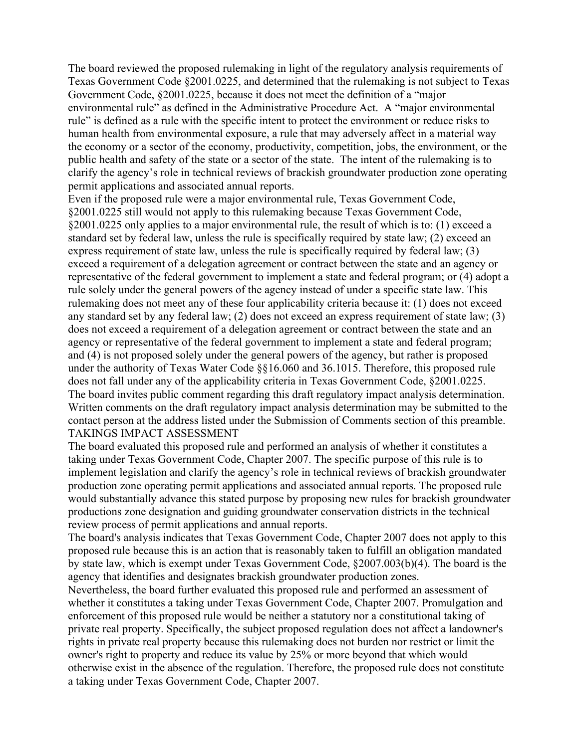The board reviewed the proposed rulemaking in light of the regulatory analysis requirements of Texas Government Code §2001.0225, and determined that the rulemaking is not subject to Texas Government Code, §2001.0225, because it does not meet the definition of a "major environmental rule" as defined in the Administrative Procedure Act. A "major environmental rule" is defined as a rule with the specific intent to protect the environment or reduce risks to human health from environmental exposure, a rule that may adversely affect in a material way the economy or a sector of the economy, productivity, competition, jobs, the environment, or the public health and safety of the state or a sector of the state. The intent of the rulemaking is to clarify the agency's role in technical reviews of brackish groundwater production zone operating permit applications and associated annual reports.

Even if the proposed rule were a major environmental rule, Texas Government Code, §2001.0225 still would not apply to this rulemaking because Texas Government Code, §2001.0225 only applies to a major environmental rule, the result of which is to: (1) exceed a standard set by federal law, unless the rule is specifically required by state law; (2) exceed an express requirement of state law, unless the rule is specifically required by federal law; (3) exceed a requirement of a delegation agreement or contract between the state and an agency or representative of the federal government to implement a state and federal program; or (4) adopt a rule solely under the general powers of the agency instead of under a specific state law. This rulemaking does not meet any of these four applicability criteria because it: (1) does not exceed any standard set by any federal law; (2) does not exceed an express requirement of state law; (3) does not exceed a requirement of a delegation agreement or contract between the state and an agency or representative of the federal government to implement a state and federal program; and (4) is not proposed solely under the general powers of the agency, but rather is proposed under the authority of Texas Water Code §§16.060 and 36.1015. Therefore, this proposed rule does not fall under any of the applicability criteria in Texas Government Code, §2001.0225.

The board invites public comment regarding this draft regulatory impact analysis determination. Written comments on the draft regulatory impact analysis determination may be submitted to the contact person at the address listed under the Submission of Comments section of this preamble.

TAKINGS IMPACT ASSESSMENT

The board evaluated this proposed rule and performed an analysis of whether it constitutes a taking under Texas Government Code, Chapter 2007. The specific purpose of this rule is to implement legislation and clarify the agency's role in technical reviews of brackish groundwater production zone operating permit applications and associated annual reports. The proposed rule would substantially advance this stated purpose by proposing new rules for brackish groundwater productions zone designation and guiding groundwater conservation districts in the technical review process of permit applications and annual reports.

The board's analysis indicates that Texas Government Code, Chapter 2007 does not apply to this proposed rule because this is an action that is reasonably taken to fulfill an obligation mandated by state law, which is exempt under Texas Government Code, §2007.003(b)(4). The board is the agency that identifies and designates brackish groundwater production zones.

Nevertheless, the board further evaluated this proposed rule and performed an assessment of whether it constitutes a taking under Texas Government Code, Chapter 2007. Promulgation and enforcement of this proposed rule would be neither a statutory nor a constitutional taking of private real property. Specifically, the subject proposed regulation does not affect a landowner's rights in private real property because this rulemaking does not burden nor restrict or limit the owner's right to property and reduce its value by 25% or more beyond that which would otherwise exist in the absence of the regulation. Therefore, the proposed rule does not constitute a taking under Texas Government Code, Chapter 2007.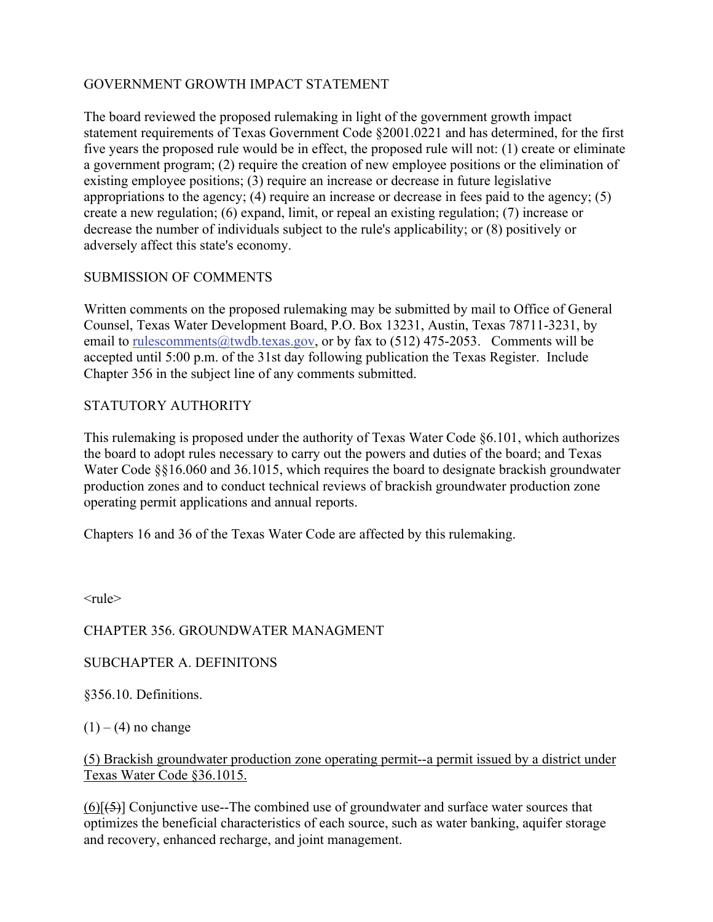GOVERNMENT GROWTH IMPACT STATEMENT

The board reviewed the proposed rulemaking in light of the government growth impact statement requirements of Texas Government Code §2001.0221 and has determined, for the first five years the proposed rule would be in effect, the proposed rule will not: (1) create or eliminate a government program; (2) require the creation of new employee positions or the elimination of existing employee positions; (3) require an increase or decrease in future legislative appropriations to the agency; (4) require an increase or decrease in fees paid to the agency; (5) create a new regulation; (6) expand, limit, or repeal an existing regulation; (7) increase or decrease the number of individuals subject to the rule's applicability; or (8) positively or adversely affect this state's economy.

SUBMISSION OF COMMENTS

Written comments on the proposed rulemaking may be submitted by mail to Office of General Counsel, Texas Water Development Board, P.O. Box 13231, Austin, Texas 78711-3231, by email to rulescomments@twdb.texas.gov, or by fax to (512) 475-2053. Comments will be accepted until 5:00 p.m. of the 31st day following publication the Texas Register. Include Chapter 356 in the subject line of any comments submitted.

STATUTORY AUTHORITY

This rulemaking is proposed under the authority of Texas Water Code §6.101, which authorizes the board to adopt rules necessary to carry out the powers and duties of the board; and Texas Water Code §§16.060 and 36.1015, which requires the board to designate brackish groundwater production zones and to conduct technical reviews of brackish groundwater production zone operating permit applications and annual reports.

Chapters 16 and 36 of the Texas Water Code are affected by this rulemaking.

<rule>

CHAPTER 356. GROUNDWATER MANAGMENT

SUBCHAPTER A. DEFINITONS

§356.10. Definitions.

(1) – (4) no change

<u>(5) Brackish groundwater production zone operating permit--a permit issued by a district under Texas Water Code §36.1015.</u>

<u>(6)</u>[~~(5)~~] Conjunctive use--The combined use of groundwater and surface water sources that optimizes the beneficial characteristics of each source, such as water banking, aquifer storage and recovery, enhanced recharge, and joint management.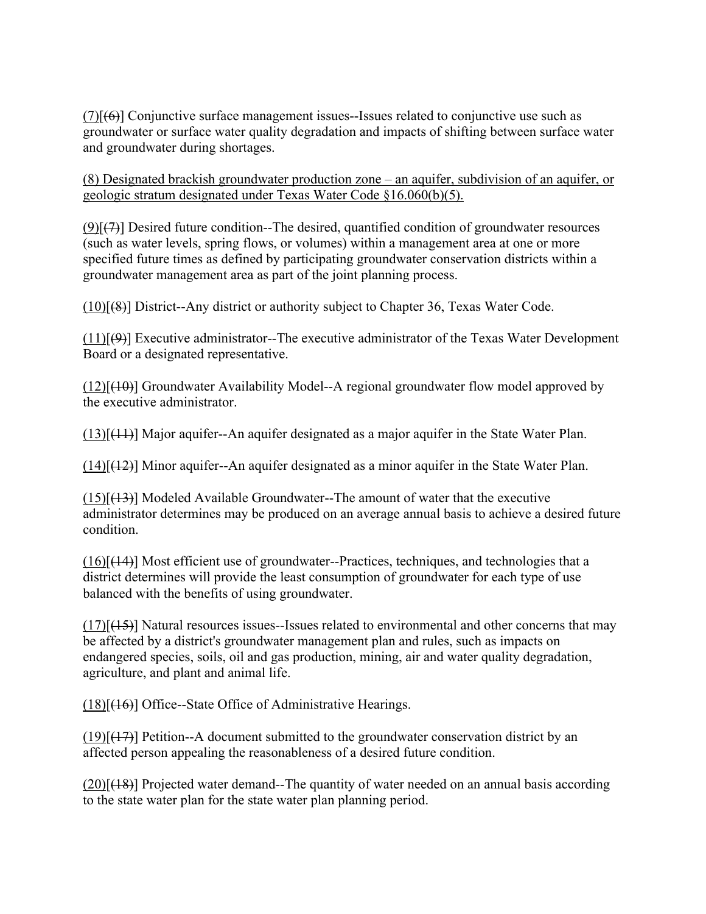<u>(7)</u>[~~(6)~~] Conjunctive surface management issues--Issues related to conjunctive use such as groundwater or surface water quality degradation and impacts of shifting between surface water and groundwater during shortages.

<u>(8) Designated brackish groundwater production zone – an aquifer, subdivision of an aquifer, or geologic stratum designated under Texas Water Code §16.060(b)(5).</u>

<u>(9)</u>[~~(7)~~] Desired future condition--The desired, quantified condition of groundwater resources (such as water levels, spring flows, or volumes) within a management area at one or more specified future times as defined by participating groundwater conservation districts within a groundwater management area as part of the joint planning process.

<u>(10)</u>[~~(8)~~] District--Any district or authority subject to Chapter 36, Texas Water Code.

<u>(11)</u>[~~(9)~~] Executive administrator--The executive administrator of the Texas Water Development Board or a designated representative.

<u>(12)</u>[~~(10)~~] Groundwater Availability Model--A regional groundwater flow model approved by the executive administrator.

<u>(13)</u>[~~(11)~~] Major aquifer--An aquifer designated as a major aquifer in the State Water Plan.

<u>(14)</u>[~~(12)~~] Minor aquifer--An aquifer designated as a minor aquifer in the State Water Plan.

<u>(15)</u>[~~(13)~~] Modeled Available Groundwater--The amount of water that the executive administrator determines may be produced on an average annual basis to achieve a desired future condition.

<u>(16)</u>[~~(14)~~] Most efficient use of groundwater--Practices, techniques, and technologies that a district determines will provide the least consumption of groundwater for each type of use balanced with the benefits of using groundwater.

<u>(17)</u>[~~(15)~~] Natural resources issues--Issues related to environmental and other concerns that may be affected by a district's groundwater management plan and rules, such as impacts on endangered species, soils, oil and gas production, mining, air and water quality degradation, agriculture, and plant and animal life.

<u>(18)</u>[~~(16)~~] Office--State Office of Administrative Hearings.

<u>(19)</u>[~~(17)~~] Petition--A document submitted to the groundwater conservation district by an affected person appealing the reasonableness of a desired future condition.

<u>(20)</u>[~~(18)~~] Projected water demand--The quantity of water needed on an annual basis according to the state water plan for the state water plan planning period.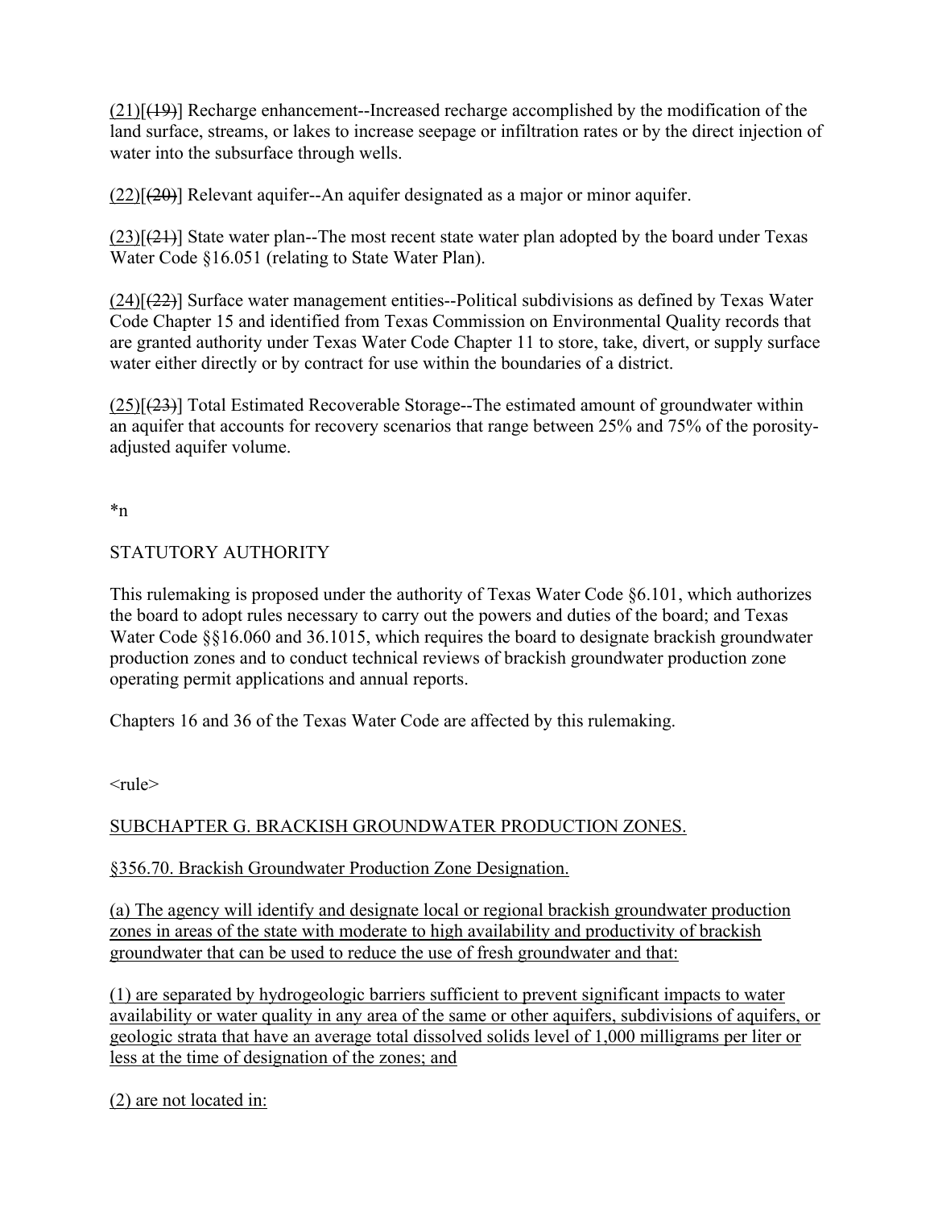(21)[(19)] Recharge enhancement--Increased recharge accomplished by the modification of the land surface, streams, or lakes to increase seepage or infiltration rates or by the direct injection of water into the subsurface through wells.

(22)[(20)] Relevant aquifer--An aquifer designated as a major or minor aquifer.

(23)[(21)] State water plan--The most recent state water plan adopted by the board under Texas Water Code §16.051 (relating to State Water Plan).

(24)[(22)] Surface water management entities--Political subdivisions as defined by Texas Water Code Chapter 15 and identified from Texas Commission on Environmental Quality records that are granted authority under Texas Water Code Chapter 11 to store, take, divert, or supply surface water either directly or by contract for use within the boundaries of a district.

(25)[(23)] Total Estimated Recoverable Storage--The estimated amount of groundwater within an aquifer that accounts for recovery scenarios that range between 25% and 75% of the porosity-adjusted aquifer volume.

*n

STATUTORY AUTHORITY

This rulemaking is proposed under the authority of Texas Water Code §6.101, which authorizes the board to adopt rules necessary to carry out the powers and duties of the board; and Texas Water Code §§16.060 and 36.1015, which requires the board to designate brackish groundwater production zones and to conduct technical reviews of brackish groundwater production zone operating permit applications and annual reports.

Chapters 16 and 36 of the Texas Water Code are affected by this rulemaking.

<rule>

SUBCHAPTER G. BRACKISH GROUNDWATER PRODUCTION ZONES.

§356.70. Brackish Groundwater Production Zone Designation.

(a) The agency will identify and designate local or regional brackish groundwater production zones in areas of the state with moderate to high availability and productivity of brackish groundwater that can be used to reduce the use of fresh groundwater and that:

(1) are separated by hydrogeologic barriers sufficient to prevent significant impacts to water availability or water quality in any area of the same or other aquifers, subdivisions of aquifers, or geologic strata that have an average total dissolved solids level of 1,000 milligrams per liter or less at the time of designation of the zones; and

(2) are not located in: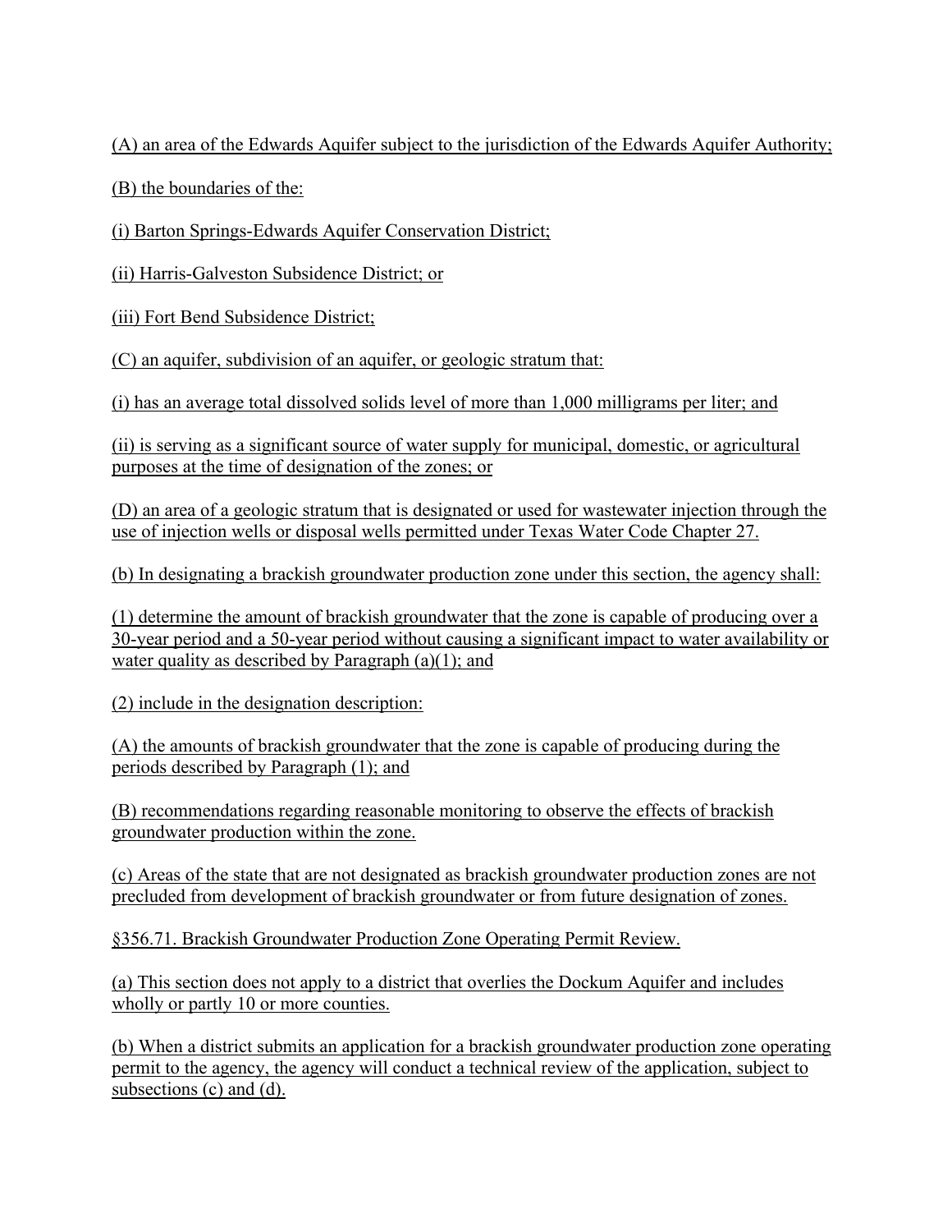(A) an area of the Edwards Aquifer subject to the jurisdiction of the Edwards Aquifer Authority;

(B) the boundaries of the:

(i) Barton Springs-Edwards Aquifer Conservation District;

(ii) Harris-Galveston Subsidence District; or

(iii) Fort Bend Subsidence District;

(C) an aquifer, subdivision of an aquifer, or geologic stratum that:

(i) has an average total dissolved solids level of more than 1,000 milligrams per liter; and

(ii) is serving as a significant source of water supply for municipal, domestic, or agricultural purposes at the time of designation of the zones; or

(D) an area of a geologic stratum that is designated or used for wastewater injection through the use of injection wells or disposal wells permitted under Texas Water Code Chapter 27.

(b) In designating a brackish groundwater production zone under this section, the agency shall:

(1) determine the amount of brackish groundwater that the zone is capable of producing over a 30-year period and a 50-year period without causing a significant impact to water availability or water quality as described by Paragraph (a)(1); and

(2) include in the designation description:

(A) the amounts of brackish groundwater that the zone is capable of producing during the periods described by Paragraph (1); and

(B) recommendations regarding reasonable monitoring to observe the effects of brackish groundwater production within the zone.

(c) Areas of the state that are not designated as brackish groundwater production zones are not precluded from development of brackish groundwater or from future designation of zones.

§356.71. Brackish Groundwater Production Zone Operating Permit Review.

(a) This section does not apply to a district that overlies the Dockum Aquifer and includes wholly or partly 10 or more counties.

(b) When a district submits an application for a brackish groundwater production zone operating permit to the agency, the agency will conduct a technical review of the application, subject to subsections (c) and (d).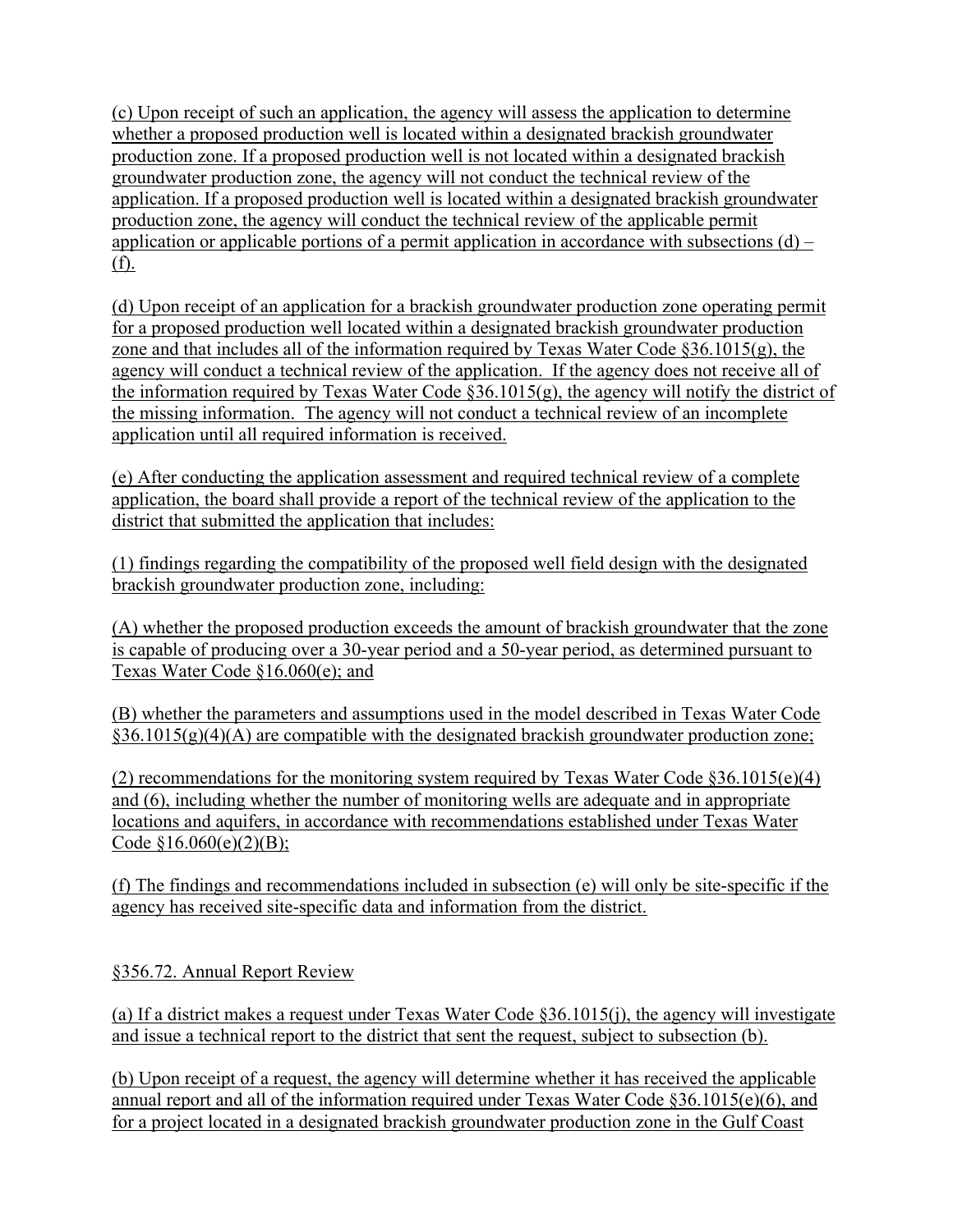(c) Upon receipt of such an application, the agency will assess the application to determine whether a proposed production well is located within a designated brackish groundwater production zone. If a proposed production well is not located within a designated brackish groundwater production zone, the agency will not conduct the technical review of the application. If a proposed production well is located within a designated brackish groundwater production zone, the agency will conduct the technical review of the applicable permit application or applicable portions of a permit application in accordance with subsections (d) – (f).

(d) Upon receipt of an application for a brackish groundwater production zone operating permit for a proposed production well located within a designated brackish groundwater production zone and that includes all of the information required by Texas Water Code §36.1015(g), the agency will conduct a technical review of the application. If the agency does not receive all of the information required by Texas Water Code §36.1015(g), the agency will notify the district of the missing information. The agency will not conduct a technical review of an incomplete application until all required information is received.

(e) After conducting the application assessment and required technical review of a complete application, the board shall provide a report of the technical review of the application to the district that submitted the application that includes:

(1) findings regarding the compatibility of the proposed well field design with the designated brackish groundwater production zone, including:

(A) whether the proposed production exceeds the amount of brackish groundwater that the zone is capable of producing over a 30-year period and a 50-year period, as determined pursuant to Texas Water Code §16.060(e); and

(B) whether the parameters and assumptions used in the model described in Texas Water Code §36.1015(g)(4)(A) are compatible with the designated brackish groundwater production zone;

(2) recommendations for the monitoring system required by Texas Water Code §36.1015(e)(4) and (6), including whether the number of monitoring wells are adequate and in appropriate locations and aquifers, in accordance with recommendations established under Texas Water Code §16.060(e)(2)(B);

(f) The findings and recommendations included in subsection (e) will only be site-specific if the agency has received site-specific data and information from the district.

§356.72. Annual Report Review

(a) If a district makes a request under Texas Water Code §36.1015(j), the agency will investigate and issue a technical report to the district that sent the request, subject to subsection (b).

(b) Upon receipt of a request, the agency will determine whether it has received the applicable annual report and all of the information required under Texas Water Code §36.1015(e)(6), and for a project located in a designated brackish groundwater production zone in the Gulf Coast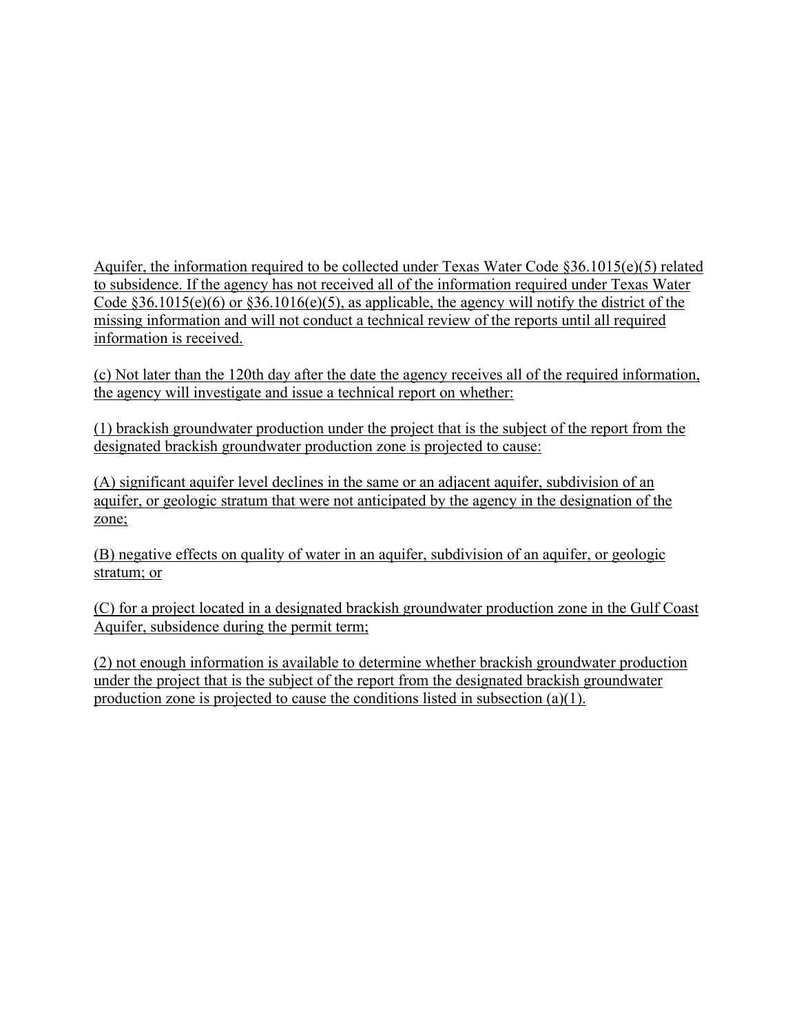Aquifer, the information required to be collected under Texas Water Code §36.1015(e)(5) related to subsidence. If the agency has not received all of the information required under Texas Water Code §36.1015(e)(6) or §36.1016(e)(5), as applicable, the agency will notify the district of the missing information and will not conduct a technical review of the reports until all required information is received.

(c) Not later than the 120th day after the date the agency receives all of the required information, the agency will investigate and issue a technical report on whether:

(1) brackish groundwater production under the project that is the subject of the report from the designated brackish groundwater production zone is projected to cause:

(A) significant aquifer level declines in the same or an adjacent aquifer, subdivision of an aquifer, or geologic stratum that were not anticipated by the agency in the designation of the zone;

(B) negative effects on quality of water in an aquifer, subdivision of an aquifer, or geologic stratum; or

(C) for a project located in a designated brackish groundwater production zone in the Gulf Coast Aquifer, subsidence during the permit term;

(2) not enough information is available to determine whether brackish groundwater production under the project that is the subject of the report from the designated brackish groundwater production zone is projected to cause the conditions listed in subsection (a)(1).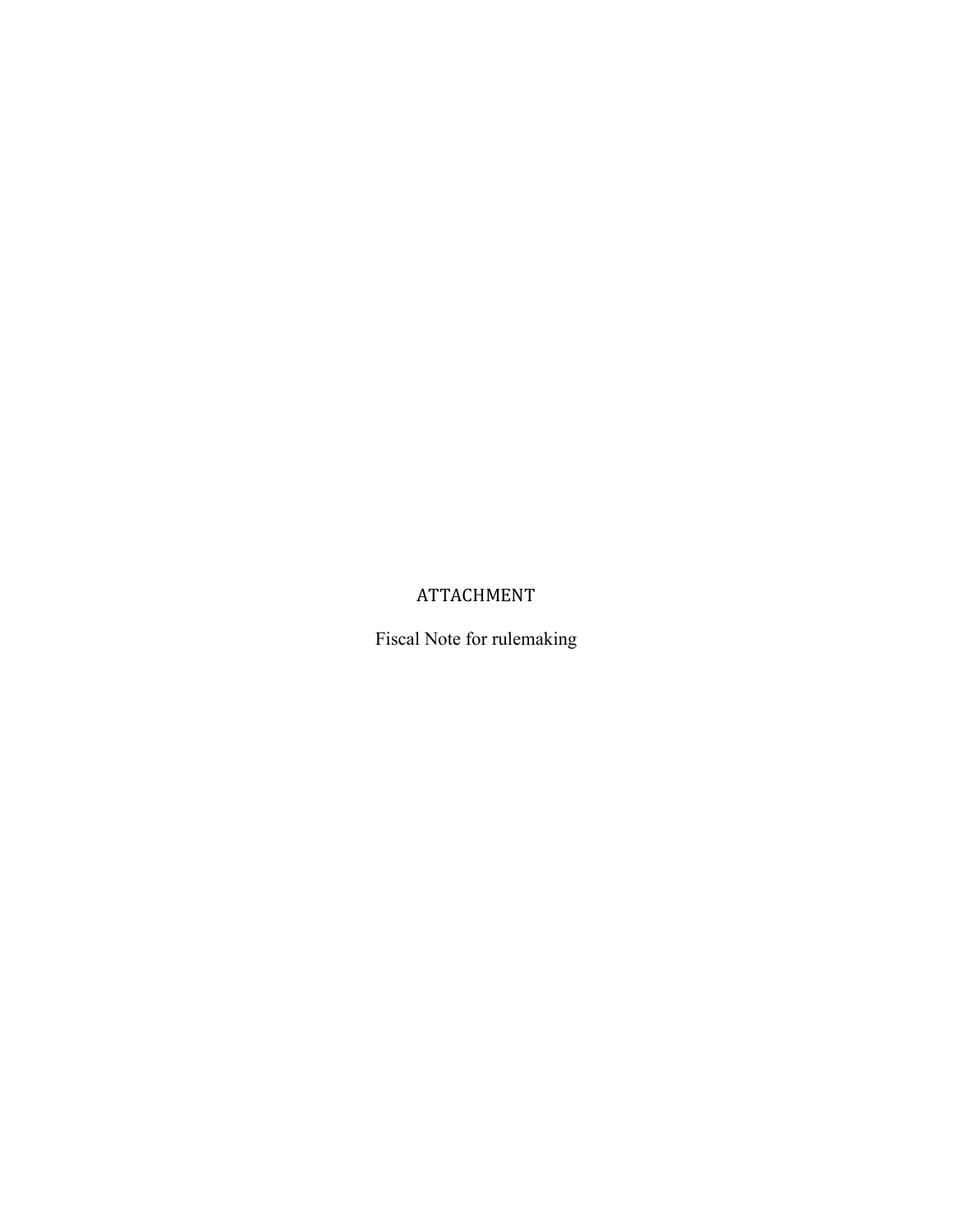# ATTACHMENT

Fiscal Note for rulemaking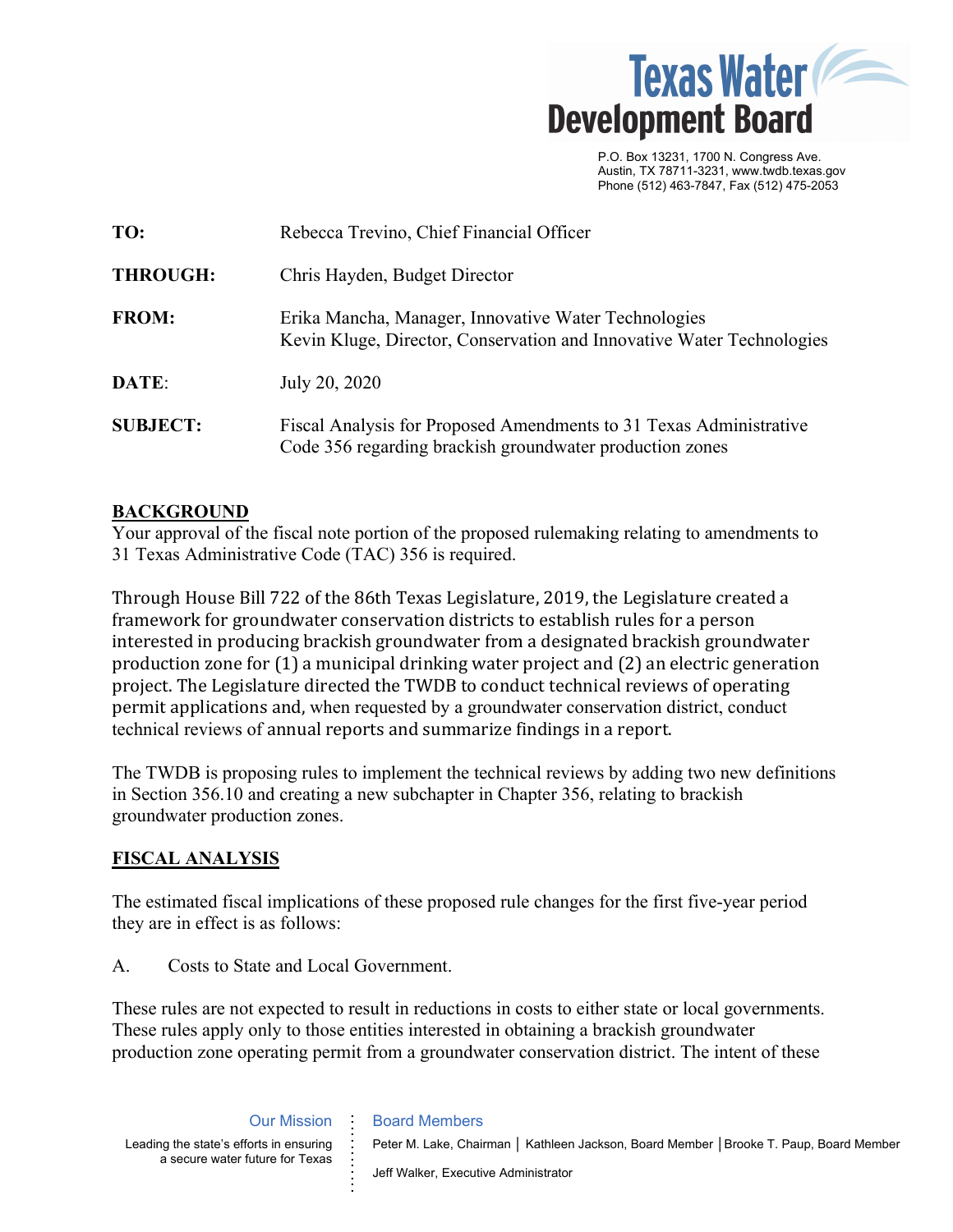Texas Water Development Board

P.O. Box 13231, 1700 N. Congress Ave.
Austin, TX 78711-3231, www.twdb.texas.gov
Phone (512) 463-7847, Fax (512) 475-2053

| | |
|---|---|
| **TO:** | Rebecca Trevino, Chief Financial Officer |
| **THROUGH:** | Chris Hayden, Budget Director |
| **FROM:** | Erika Mancha, Manager, Innovative Water Technologies<br>Kevin Kluge, Director, Conservation and Innovative Water Technologies |
| **DATE**: | July 20, 2020 |
| **SUBJECT:** | Fiscal Analysis for Proposed Amendments to 31 Texas Administrative Code 356 regarding brackish groundwater production zones |

## BACKGROUND

Your approval of the fiscal note portion of the proposed rulemaking relating to amendments to 31 Texas Administrative Code (TAC) 356 is required.

Through House Bill 722 of the 86th Texas Legislature, 2019, the Legislature created a framework for groundwater conservation districts to establish rules for a person interested in producing brackish groundwater from a designated brackish groundwater production zone for (1) a municipal drinking water project and (2) an electric generation project. The Legislature directed the TWDB to conduct technical reviews of operating permit applications and, when requested by a groundwater conservation district, conduct technical reviews of annual reports and summarize findings in a report.

The TWDB is proposing rules to implement the technical reviews by adding two new definitions in Section 356.10 and creating a new subchapter in Chapter 356, relating to brackish groundwater production zones.

## FISCAL ANALYSIS

The estimated fiscal implications of these proposed rule changes for the first five-year period they are in effect is as follows:

A. Costs to State and Local Government.

These rules are not expected to result in reductions in costs to either state or local governments. These rules apply only to those entities interested in obtaining a brackish groundwater production zone operating permit from a groundwater conservation district. The intent of these

Our Mission

Leading the state's efforts in ensuring a secure water future for Texas

Board Members

Peter M. Lake, Chairman | Kathleen Jackson, Board Member | Brooke T. Paup, Board Member

Jeff Walker, Executive Administrator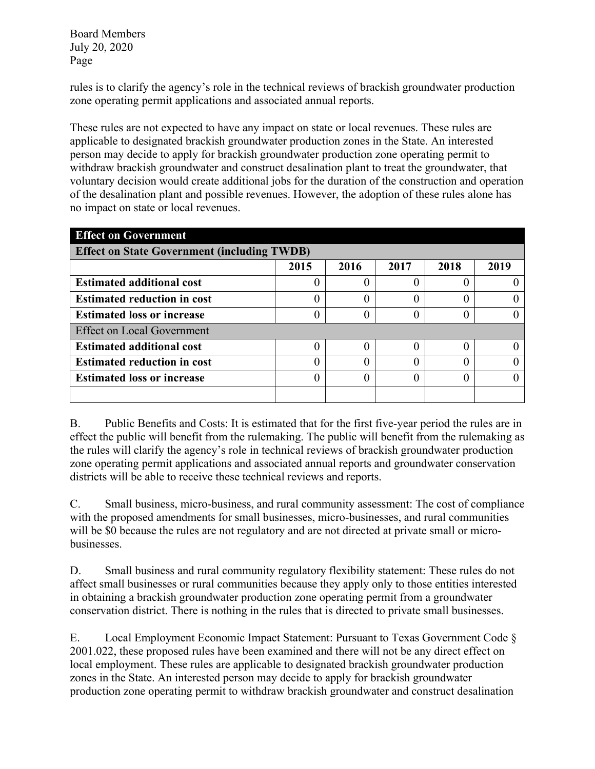rules is to clarify the agency's role in the technical reviews of brackish groundwater production zone operating permit applications and associated annual reports.

These rules are not expected to have any impact on state or local revenues. These rules are applicable to designated brackish groundwater production zones in the State. An interested person may decide to apply for brackish groundwater production zone operating permit to withdraw brackish groundwater and construct desalination plant to treat the groundwater, that voluntary decision would create additional jobs for the duration of the construction and operation of the desalination plant and possible revenues. However, the adoption of these rules alone has no impact on state or local revenues.

| **Effect on Government** | | | | | |
|---|---|---|---|---|---|
| **Effect on State Government (including TWDB)** | | | | | |
| | **2015** | **2016** | **2017** | **2018** | **2019** |
| **Estimated additional cost** | 0 | 0 | 0 | 0 | 0 |
| **Estimated reduction in cost** | 0 | 0 | 0 | 0 | 0 |
| **Estimated loss or increase** | 0 | 0 | 0 | 0 | 0 |
| Effect on Local Government | | | | | |
| **Estimated additional cost** | 0 | 0 | 0 | 0 | 0 |
| **Estimated reduction in cost** | 0 | 0 | 0 | 0 | 0 |
| **Estimated loss or increase** | 0 | 0 | 0 | 0 | 0 |
| | | | | | |

B. Public Benefits and Costs: It is estimated that for the first five-year period the rules are in effect the public will benefit from the rulemaking. The public will benefit from the rulemaking as the rules will clarify the agency's role in technical reviews of brackish groundwater production zone operating permit applications and associated annual reports and groundwater conservation districts will be able to receive these technical reviews and reports.

C. Small business, micro-business, and rural community assessment: The cost of compliance with the proposed amendments for small businesses, micro-businesses, and rural communities will be $0 because the rules are not regulatory and are not directed at private small or micro-businesses.

D. Small business and rural community regulatory flexibility statement: These rules do not affect small businesses or rural communities because they apply only to those entities interested in obtaining a brackish groundwater production zone operating permit from a groundwater conservation district. There is nothing in the rules that is directed to private small businesses.

E. Local Employment Economic Impact Statement: Pursuant to Texas Government Code § 2001.022, these proposed rules have been examined and there will not be any direct effect on local employment. These rules are applicable to designated brackish groundwater production zones in the State. An interested person may decide to apply for brackish groundwater production zone operating permit to withdraw brackish groundwater and construct desalination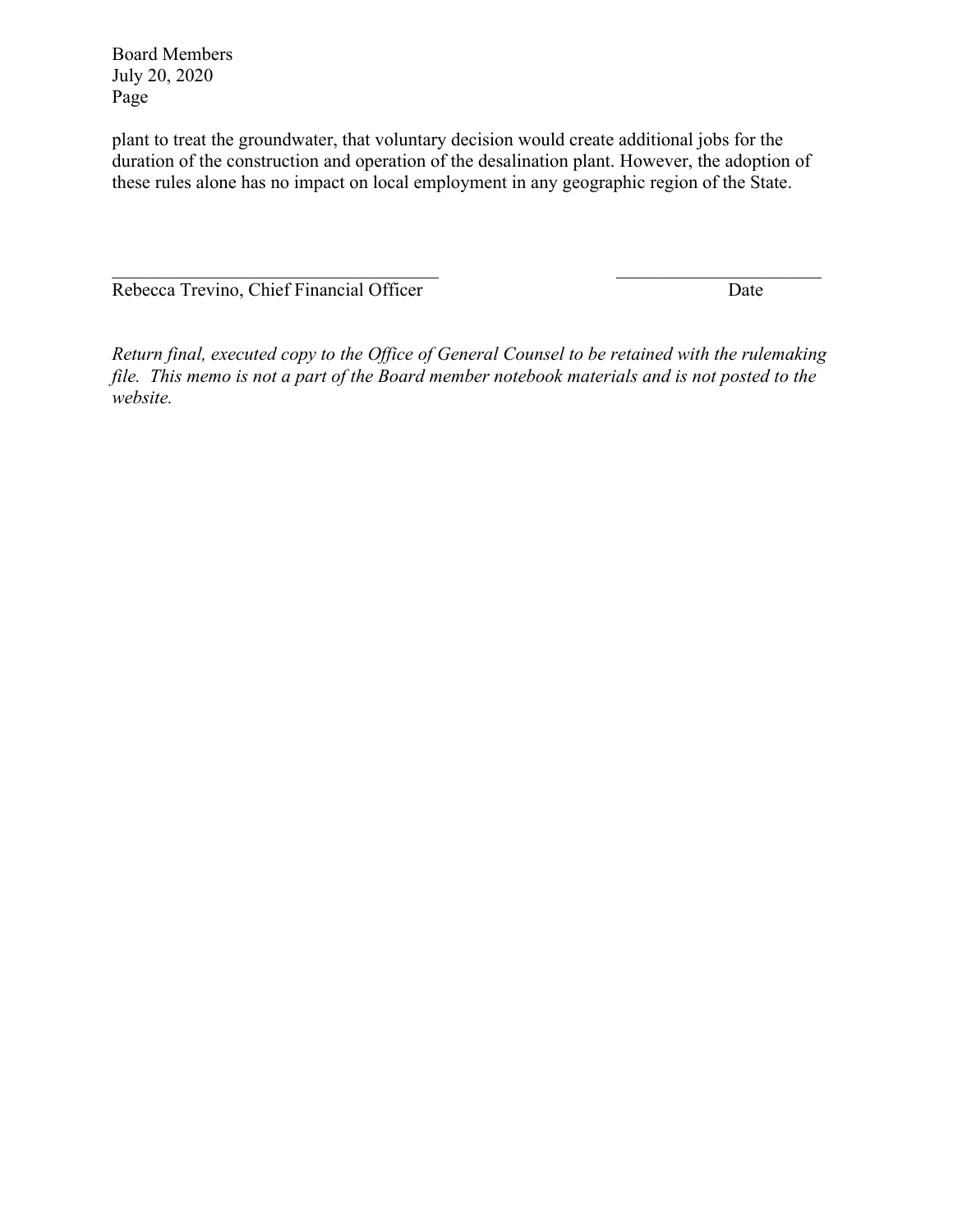plant to treat the groundwater, that voluntary decision would create additional jobs for the duration of the construction and operation of the desalination plant. However, the adoption of these rules alone has no impact on local employment in any geographic region of the State.

\_\_\_\_\_\_\_\_\_\_\_\_\_\_\_\_\_\_\_\_\_\_\_\_\_\_\_\_\_\_\_\_\_\_\_\_\_\_ \_\_\_\_\_\_\_\_\_\_\_\_\_\_\_\_\_\_\_\_\_\_\_\_
Rebecca Trevino, Chief Financial Officer Date

*Return final, executed copy to the Office of General Counsel to be retained with the rulemaking file. This memo is not a part of the Board member notebook materials and is not posted to the website.*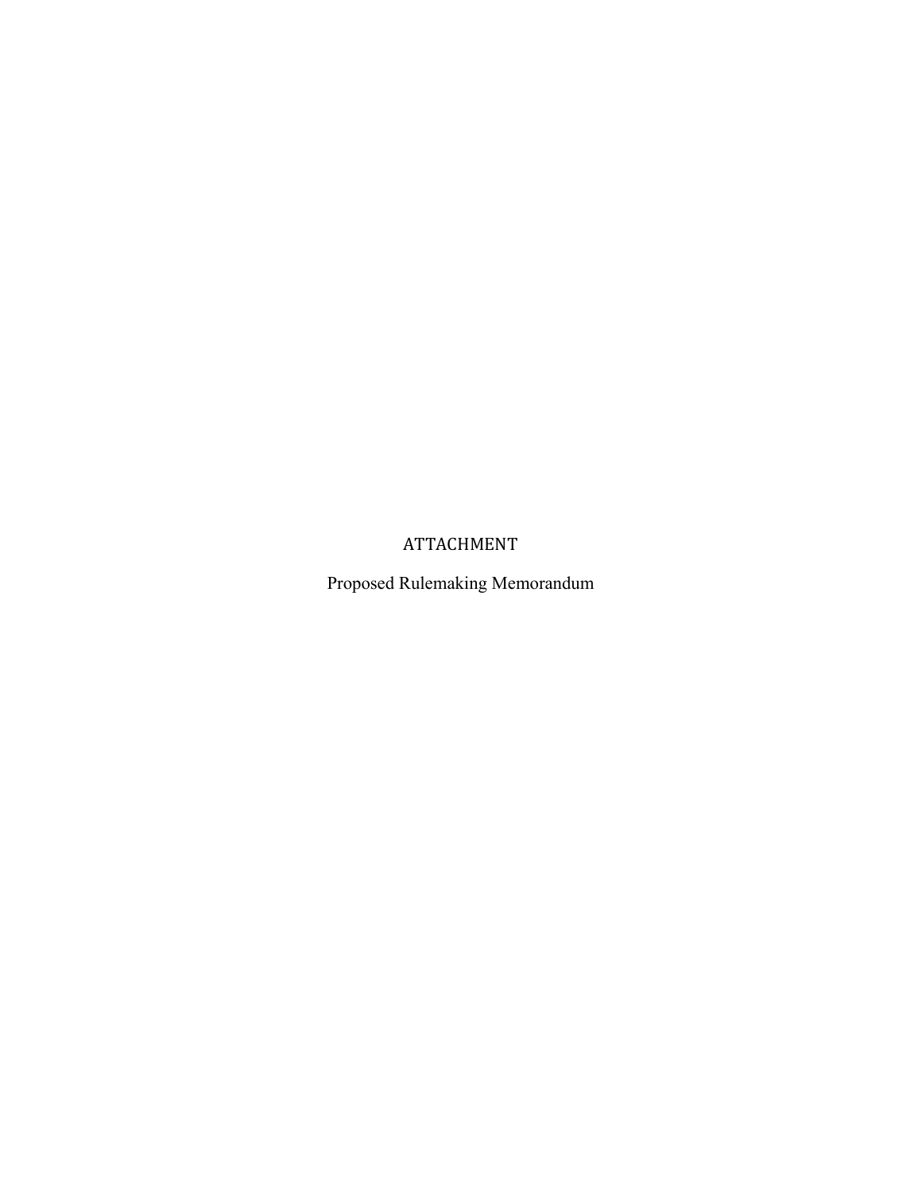ATTACHMENT

Proposed Rulemaking Memorandum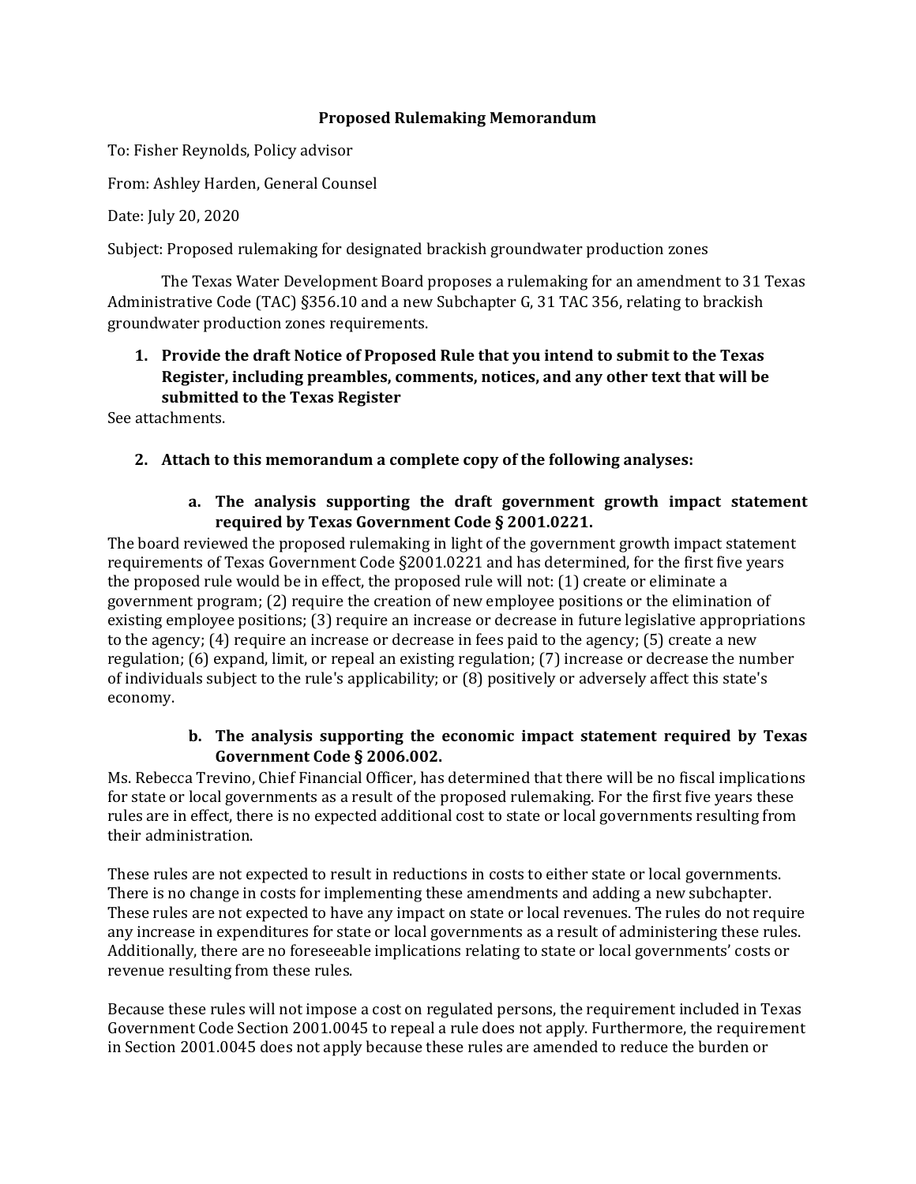**Proposed Rulemaking Memorandum**

To: Fisher Reynolds, Policy advisor

From: Ashley Harden, General Counsel

Date: July 20, 2020

Subject: Proposed rulemaking for designated brackish groundwater production zones

The Texas Water Development Board proposes a rulemaking for an amendment to 31 Texas Administrative Code (TAC) §356.10 and a new Subchapter G, 31 TAC 356, relating to brackish groundwater production zones requirements.

1. **Provide the draft Notice of Proposed Rule that you intend to submit to the Texas Register, including preambles, comments, notices, and any other text that will be submitted to the Texas Register**

See attachments.

2. **Attach to this memorandum a complete copy of the following analyses:**

   a. **The analysis supporting the draft government growth impact statement required by Texas Government Code § 2001.0221.**

The board reviewed the proposed rulemaking in light of the government growth impact statement requirements of Texas Government Code §2001.0221 and has determined, for the first five years the proposed rule would be in effect, the proposed rule will not: (1) create or eliminate a government program; (2) require the creation of new employee positions or the elimination of existing employee positions; (3) require an increase or decrease in future legislative appropriations to the agency; (4) require an increase or decrease in fees paid to the agency; (5) create a new regulation; (6) expand, limit, or repeal an existing regulation; (7) increase or decrease the number of individuals subject to the rule's applicability; or (8) positively or adversely affect this state's economy.

   b. **The analysis supporting the economic impact statement required by Texas Government Code § 2006.002.**

Ms. Rebecca Trevino, Chief Financial Officer, has determined that there will be no fiscal implications for state or local governments as a result of the proposed rulemaking. For the first five years these rules are in effect, there is no expected additional cost to state or local governments resulting from their administration.

These rules are not expected to result in reductions in costs to either state or local governments. There is no change in costs for implementing these amendments and adding a new subchapter. These rules are not expected to have any impact on state or local revenues. The rules do not require any increase in expenditures for state or local governments as a result of administering these rules. Additionally, there are no foreseeable implications relating to state or local governments' costs or revenue resulting from these rules.

Because these rules will not impose a cost on regulated persons, the requirement included in Texas Government Code Section 2001.0045 to repeal a rule does not apply. Furthermore, the requirement in Section 2001.0045 does not apply because these rules are amended to reduce the burden or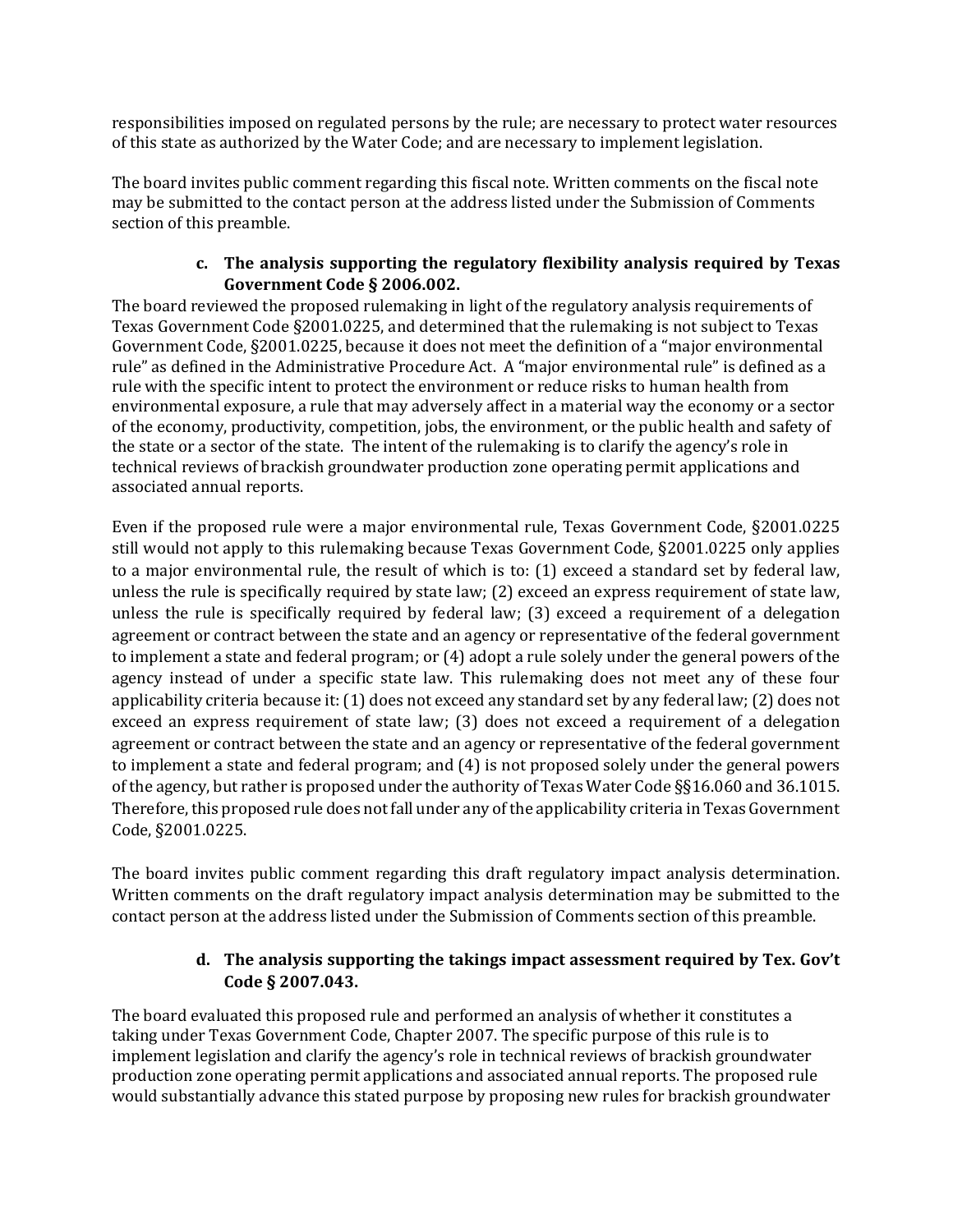responsibilities imposed on regulated persons by the rule; are necessary to protect water resources of this state as authorized by the Water Code; and are necessary to implement legislation.

The board invites public comment regarding this fiscal note. Written comments on the fiscal note may be submitted to the contact person at the address listed under the Submission of Comments section of this preamble.

#### c. The analysis supporting the regulatory flexibility analysis required by Texas Government Code § 2006.002.

The board reviewed the proposed rulemaking in light of the regulatory analysis requirements of Texas Government Code §2001.0225, and determined that the rulemaking is not subject to Texas Government Code, §2001.0225, because it does not meet the definition of a "major environmental rule" as defined in the Administrative Procedure Act. A "major environmental rule" is defined as a rule with the specific intent to protect the environment or reduce risks to human health from environmental exposure, a rule that may adversely affect in a material way the economy or a sector of the economy, productivity, competition, jobs, the environment, or the public health and safety of the state or a sector of the state. The intent of the rulemaking is to clarify the agency's role in technical reviews of brackish groundwater production zone operating permit applications and associated annual reports.

Even if the proposed rule were a major environmental rule, Texas Government Code, §2001.0225 still would not apply to this rulemaking because Texas Government Code, §2001.0225 only applies to a major environmental rule, the result of which is to: (1) exceed a standard set by federal law, unless the rule is specifically required by state law; (2) exceed an express requirement of state law, unless the rule is specifically required by federal law; (3) exceed a requirement of a delegation agreement or contract between the state and an agency or representative of the federal government to implement a state and federal program; or (4) adopt a rule solely under the general powers of the agency instead of under a specific state law. This rulemaking does not meet any of these four applicability criteria because it: (1) does not exceed any standard set by any federal law; (2) does not exceed an express requirement of state law; (3) does not exceed a requirement of a delegation agreement or contract between the state and an agency or representative of the federal government to implement a state and federal program; and (4) is not proposed solely under the general powers of the agency, but rather is proposed under the authority of Texas Water Code §§16.060 and 36.1015. Therefore, this proposed rule does not fall under any of the applicability criteria in Texas Government Code, §2001.0225.

The board invites public comment regarding this draft regulatory impact analysis determination. Written comments on the draft regulatory impact analysis determination may be submitted to the contact person at the address listed under the Submission of Comments section of this preamble.

#### d. The analysis supporting the takings impact assessment required by Tex. Gov't Code § 2007.043.

The board evaluated this proposed rule and performed an analysis of whether it constitutes a taking under Texas Government Code, Chapter 2007. The specific purpose of this rule is to implement legislation and clarify the agency's role in technical reviews of brackish groundwater production zone operating permit applications and associated annual reports. The proposed rule would substantially advance this stated purpose by proposing new rules for brackish groundwater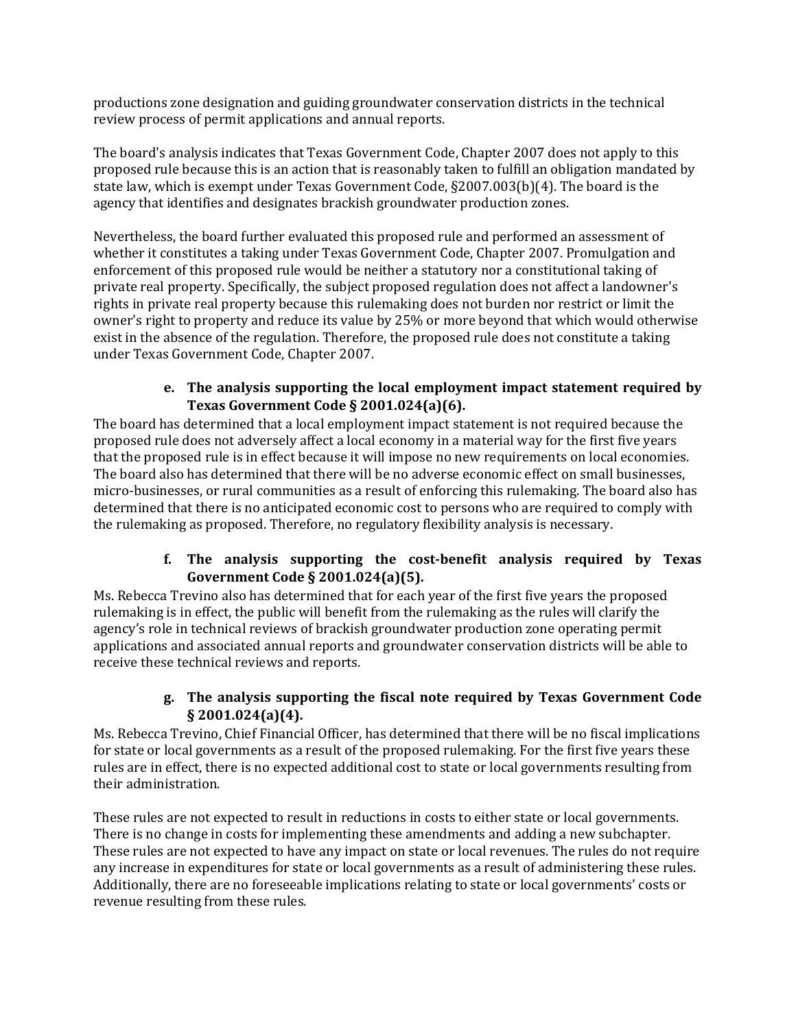productions zone designation and guiding groundwater conservation districts in the technical review process of permit applications and annual reports.

The board's analysis indicates that Texas Government Code, Chapter 2007 does not apply to this proposed rule because this is an action that is reasonably taken to fulfill an obligation mandated by state law, which is exempt under Texas Government Code, §2007.003(b)(4). The board is the agency that identifies and designates brackish groundwater production zones.

Nevertheless, the board further evaluated this proposed rule and performed an assessment of whether it constitutes a taking under Texas Government Code, Chapter 2007. Promulgation and enforcement of this proposed rule would be neither a statutory nor a constitutional taking of private real property. Specifically, the subject proposed regulation does not affect a landowner's rights in private real property because this rulemaking does not burden nor restrict or limit the owner's right to property and reduce its value by 25% or more beyond that which would otherwise exist in the absence of the regulation. Therefore, the proposed rule does not constitute a taking under Texas Government Code, Chapter 2007.

**e. The analysis supporting the local employment impact statement required by Texas Government Code § 2001.024(a)(6).**

The board has determined that a local employment impact statement is not required because the proposed rule does not adversely affect a local economy in a material way for the first five years that the proposed rule is in effect because it will impose no new requirements on local economies. The board also has determined that there will be no adverse economic effect on small businesses, micro-businesses, or rural communities as a result of enforcing this rulemaking. The board also has determined that there is no anticipated economic cost to persons who are required to comply with the rulemaking as proposed. Therefore, no regulatory flexibility analysis is necessary.

**f. The analysis supporting the cost-benefit analysis required by Texas Government Code § 2001.024(a)(5).**

Ms. Rebecca Trevino also has determined that for each year of the first five years the proposed rulemaking is in effect, the public will benefit from the rulemaking as the rules will clarify the agency's role in technical reviews of brackish groundwater production zone operating permit applications and associated annual reports and groundwater conservation districts will be able to receive these technical reviews and reports.

**g. The analysis supporting the fiscal note required by Texas Government Code § 2001.024(a)(4).**

Ms. Rebecca Trevino, Chief Financial Officer, has determined that there will be no fiscal implications for state or local governments as a result of the proposed rulemaking. For the first five years these rules are in effect, there is no expected additional cost to state or local governments resulting from their administration.

These rules are not expected to result in reductions in costs to either state or local governments. There is no change in costs for implementing these amendments and adding a new subchapter. These rules are not expected to have any impact on state or local revenues. The rules do not require any increase in expenditures for state or local governments as a result of administering these rules. Additionally, there are no foreseeable implications relating to state or local governments' costs or revenue resulting from these rules.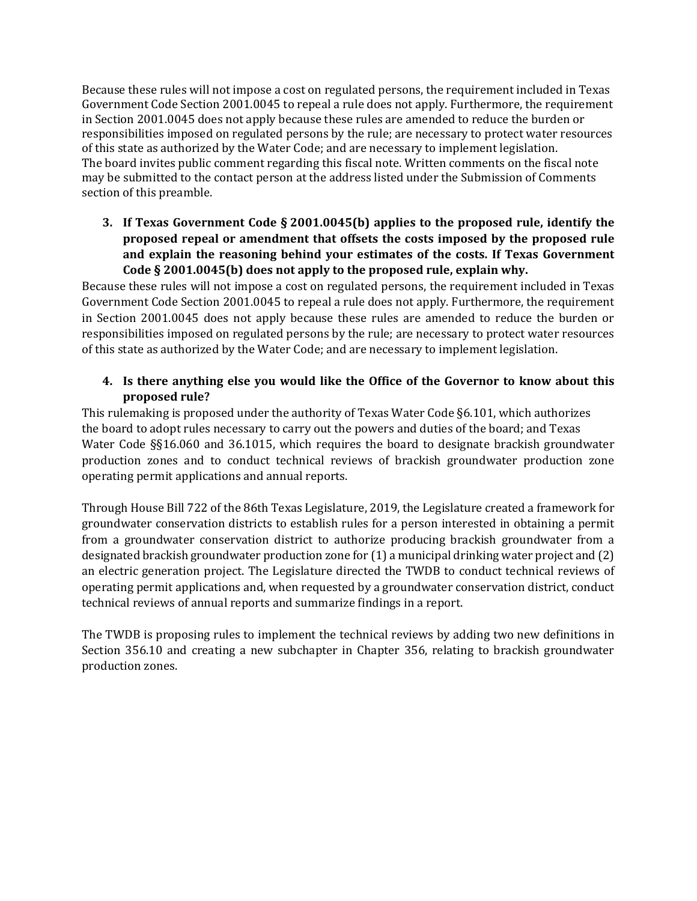Because these rules will not impose a cost on regulated persons, the requirement included in Texas Government Code Section 2001.0045 to repeal a rule does not apply. Furthermore, the requirement in Section 2001.0045 does not apply because these rules are amended to reduce the burden or responsibilities imposed on regulated persons by the rule; are necessary to protect water resources of this state as authorized by the Water Code; and are necessary to implement legislation.
The board invites public comment regarding this fiscal note. Written comments on the fiscal note may be submitted to the contact person at the address listed under the Submission of Comments section of this preamble.

3. **If Texas Government Code § 2001.0045(b) applies to the proposed rule, identify the proposed repeal or amendment that offsets the costs imposed by the proposed rule and explain the reasoning behind your estimates of the costs. If Texas Government Code § 2001.0045(b) does not apply to the proposed rule, explain why.**

Because these rules will not impose a cost on regulated persons, the requirement included in Texas Government Code Section 2001.0045 to repeal a rule does not apply. Furthermore, the requirement in Section 2001.0045 does not apply because these rules are amended to reduce the burden or responsibilities imposed on regulated persons by the rule; are necessary to protect water resources of this state as authorized by the Water Code; and are necessary to implement legislation.

4. **Is there anything else you would like the Office of the Governor to know about this proposed rule?**

This rulemaking is proposed under the authority of Texas Water Code §6.101, which authorizes the board to adopt rules necessary to carry out the powers and duties of the board; and Texas Water Code §§16.060 and 36.1015, which requires the board to designate brackish groundwater production zones and to conduct technical reviews of brackish groundwater production zone operating permit applications and annual reports.

Through House Bill 722 of the 86th Texas Legislature, 2019, the Legislature created a framework for groundwater conservation districts to establish rules for a person interested in obtaining a permit from a groundwater conservation district to authorize producing brackish groundwater from a designated brackish groundwater production zone for (1) a municipal drinking water project and (2) an electric generation project. The Legislature directed the TWDB to conduct technical reviews of operating permit applications and, when requested by a groundwater conservation district, conduct technical reviews of annual reports and summarize findings in a report.

The TWDB is proposing rules to implement the technical reviews by adding two new definitions in Section 356.10 and creating a new subchapter in Chapter 356, relating to brackish groundwater production zones.